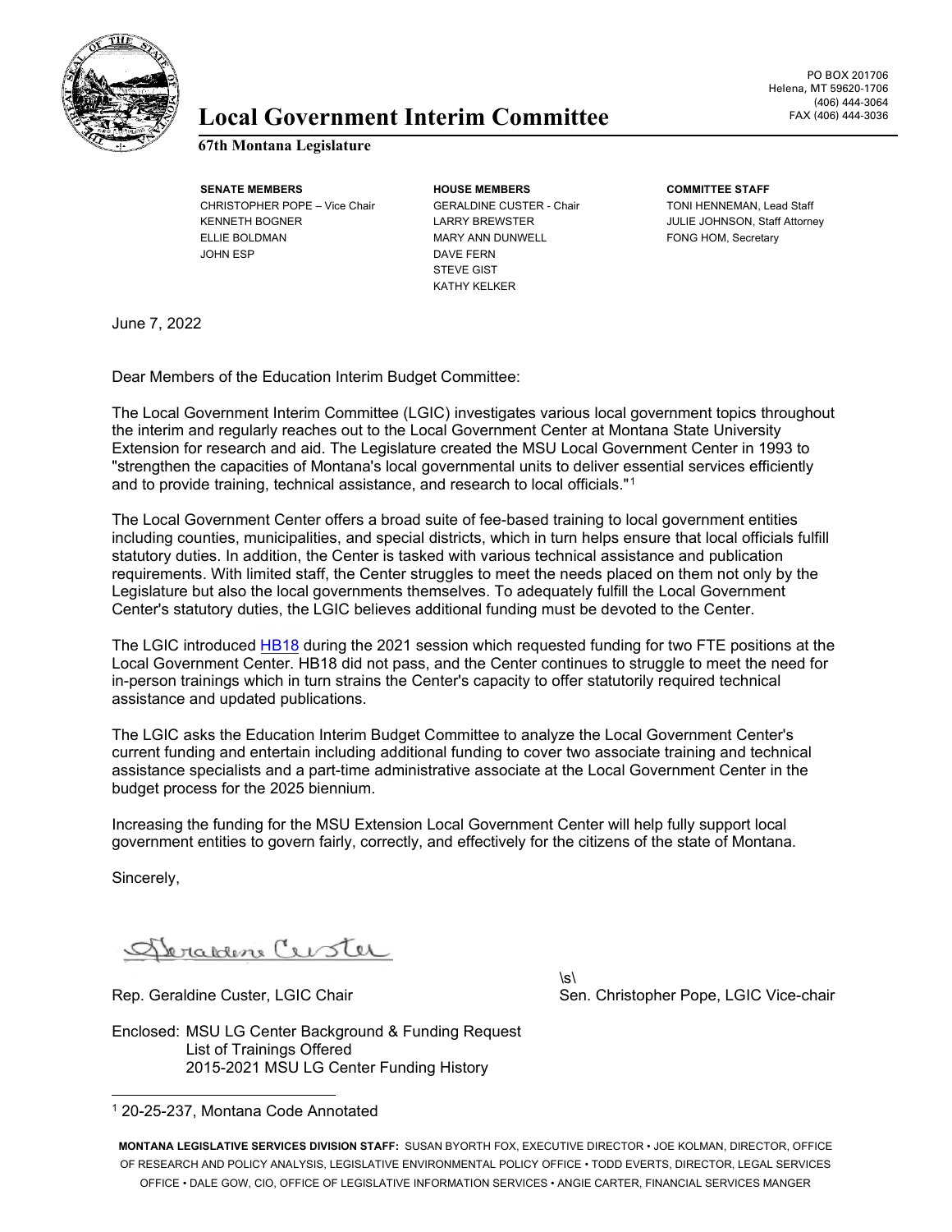# Local Government Interim Committee

**67th Montana Legislature**

PO BOX 201706
Helena, MT 59620-1706
(406) 444-3064
FAX (406) 444-3036

| SENATE MEMBERS | HOUSE MEMBERS | COMMITTEE STAFF |
|---|---|---|
| CHRISTOPHER POPE – Vice Chair | GERALDINE CUSTER - Chair | TONI HENNEMAN, Lead Staff |
| KENNETH BOGNER | LARRY BREWSTER | JULIE JOHNSON, Staff Attorney |
| ELLIE BOLDMAN | MARY ANN DUNWELL | FONG HOM, Secretary |
| JOHN ESP | DAVE FERN | |
| | STEVE GIST | |
| | KATHY KELKER | |

June 7, 2022

Dear Members of the Education Interim Budget Committee:

The Local Government Interim Committee (LGIC) investigates various local government topics throughout the interim and regularly reaches out to the Local Government Center at Montana State University Extension for research and aid. The Legislature created the MSU Local Government Center in 1993 to "strengthen the capacities of Montana's local governmental units to deliver essential services efficiently and to provide training, technical assistance, and research to local officials."[1]

The Local Government Center offers a broad suite of fee-based training to local government entities including counties, municipalities, and special districts, which in turn helps ensure that local officials fulfill statutory duties. In addition, the Center is tasked with various technical assistance and publication requirements. With limited staff, the Center struggles to meet the needs placed on them not only by the Legislature but also the local governments themselves. To adequately fulfill the Local Government Center's statutory duties, the LGIC believes additional funding must be devoted to the Center.

The LGIC introduced HB18 during the 2021 session which requested funding for two FTE positions at the Local Government Center. HB18 did not pass, and the Center continues to struggle to meet the need for in-person trainings which in turn strains the Center's capacity to offer statutorily required technical assistance and updated publications.

The LGIC asks the Education Interim Budget Committee to analyze the Local Government Center's current funding and entertain including additional funding to cover two associate training and technical assistance specialists and a part-time administrative associate at the Local Government Center in the budget process for the 2025 biennium.

Increasing the funding for the MSU Extension Local Government Center will help fully support local government entities to govern fairly, correctly, and effectively for the citizens of the state of Montana.

Sincerely,

Geraldine Custer

Rep. Geraldine Custer, LGIC Chair

\s\
Sen. Christopher Pope, LGIC Vice-chair

Enclosed: MSU LG Center Background & Funding Request
List of Trainings Offered
2015-2021 MSU LG Center Funding History

[1] 20-25-237, Montana Code Annotated

**MONTANA LEGISLATIVE SERVICES DIVISION STAFF:** SUSAN BYORTH FOX, EXECUTIVE DIRECTOR • JOE KOLMAN, DIRECTOR, OFFICE OF RESEARCH AND POLICY ANALYSIS, LEGISLATIVE ENVIRONMENTAL POLICY OFFICE • TODD EVERTS, DIRECTOR, LEGAL SERVICES OFFICE • DALE GOW, CIO, OFFICE OF LEGISLATIVE INFORMATION SERVICES • ANGIE CARTER, FINANCIAL SERVICES MANGER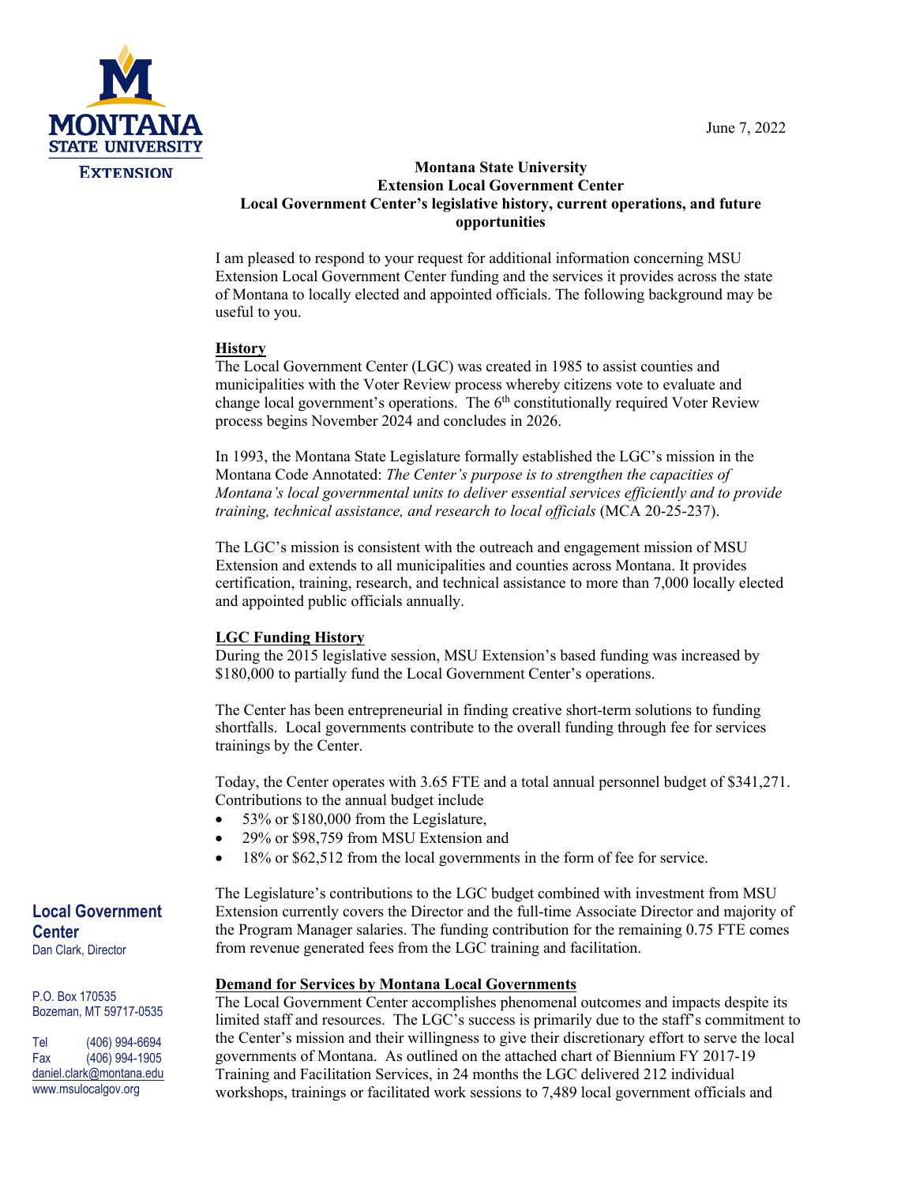June 7, 2022

**Montana State University**
**Extension Local Government Center**
**Local Government Center's legislative history, current operations, and future opportunities**

I am pleased to respond to your request for additional information concerning MSU Extension Local Government Center funding and the services it provides across the state of Montana to locally elected and appointed officials. The following background may be useful to you.

**History**

The Local Government Center (LGC) was created in 1985 to assist counties and municipalities with the Voter Review process whereby citizens vote to evaluate and change local government's operations. The 6th constitutionally required Voter Review process begins November 2024 and concludes in 2026.

In 1993, the Montana State Legislature formally established the LGC's mission in the Montana Code Annotated: *The Center's purpose is to strengthen the capacities of Montana's local governmental units to deliver essential services efficiently and to provide training, technical assistance, and research to local officials* (MCA 20-25-237).

The LGC's mission is consistent with the outreach and engagement mission of MSU Extension and extends to all municipalities and counties across Montana. It provides certification, training, research, and technical assistance to more than 7,000 locally elected and appointed public officials annually.

**LGC Funding History**

During the 2015 legislative session, MSU Extension's based funding was increased by $180,000 to partially fund the Local Government Center's operations.

The Center has been entrepreneurial in finding creative short-term solutions to funding shortfalls. Local governments contribute to the overall funding through fee for services trainings by the Center.

Today, the Center operates with 3.65 FTE and a total annual personnel budget of $341,271. Contributions to the annual budget include

- 53% or $180,000 from the Legislature,
- 29% or $98,759 from MSU Extension and
- 18% or $62,512 from the local governments in the form of fee for service.

The Legislature's contributions to the LGC budget combined with investment from MSU Extension currently covers the Director and the full-time Associate Director and majority of the Program Manager salaries. The funding contribution for the remaining 0.75 FTE comes from revenue generated fees from the LGC training and facilitation.

**Demand for Services by Montana Local Governments**

The Local Government Center accomplishes phenomenal outcomes and impacts despite its limited staff and resources. The LGC's success is primarily due to the staff's commitment to the Center's mission and their willingness to give their discretionary effort to serve the local governments of Montana. As outlined on the attached chart of Biennium FY 2017-19 Training and Facilitation Services, in 24 months the LGC delivered 212 individual workshops, trainings or facilitated work sessions to 7,489 local government officials and

**Local Government Center**
Dan Clark, Director

P.O. Box 170535
Bozeman, MT 59717-0535

Tel (406) 994-6694
Fax (406) 994-1905
daniel.clark@montana.edu
www.msulocalgov.org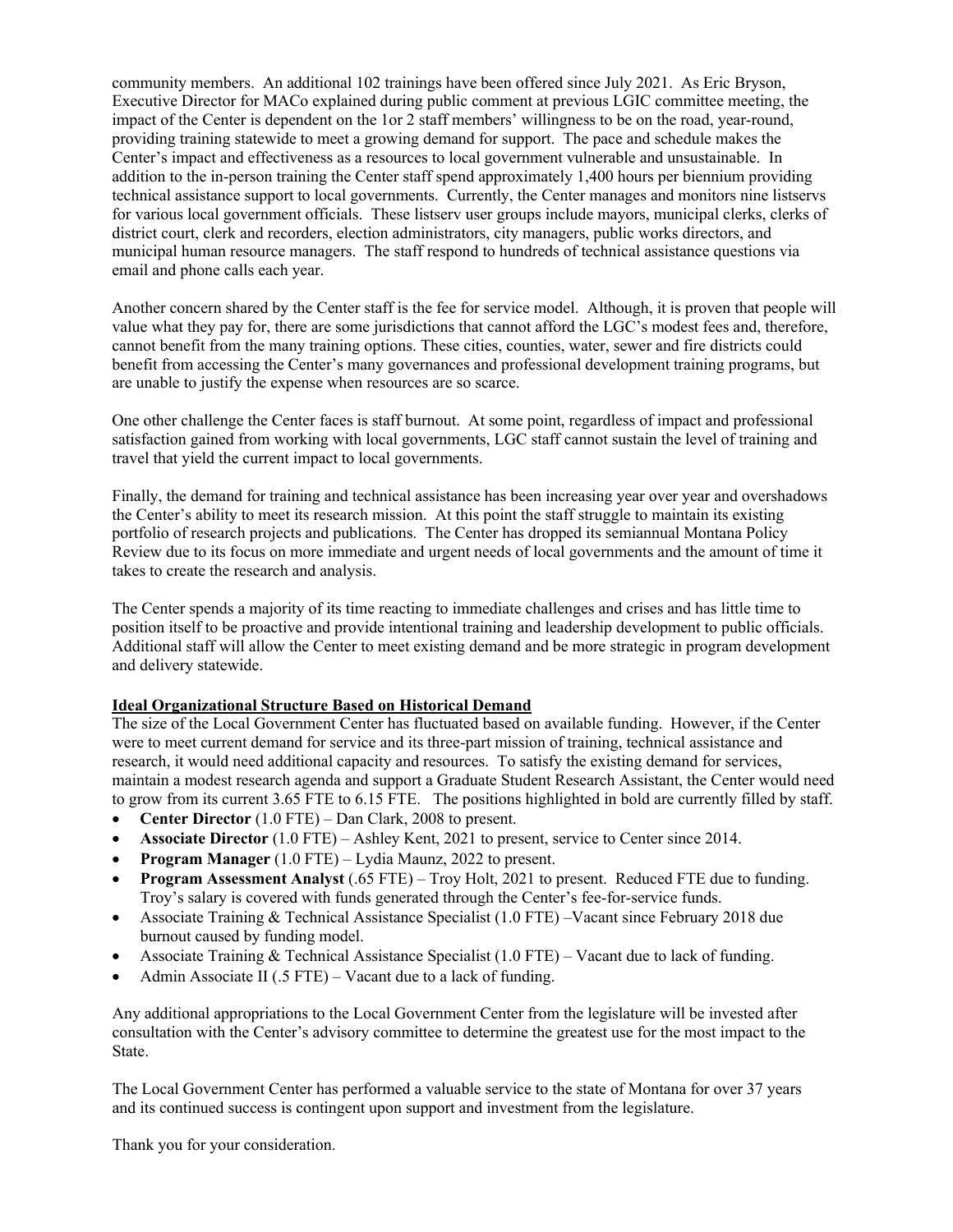community members. An additional 102 trainings have been offered since July 2021. As Eric Bryson, Executive Director for MACo explained during public comment at previous LGIC committee meeting, the impact of the Center is dependent on the 1or 2 staff members' willingness to be on the road, year-round, providing training statewide to meet a growing demand for support. The pace and schedule makes the Center's impact and effectiveness as a resources to local government vulnerable and unsustainable. In addition to the in-person training the Center staff spend approximately 1,400 hours per biennium providing technical assistance support to local governments. Currently, the Center manages and monitors nine listservs for various local government officials. These listserv user groups include mayors, municipal clerks, clerks of district court, clerk and recorders, election administrators, city managers, public works directors, and municipal human resource managers. The staff respond to hundreds of technical assistance questions via email and phone calls each year.

Another concern shared by the Center staff is the fee for service model. Although, it is proven that people will value what they pay for, there are some jurisdictions that cannot afford the LGC's modest fees and, therefore, cannot benefit from the many training options. These cities, counties, water, sewer and fire districts could benefit from accessing the Center's many governances and professional development training programs, but are unable to justify the expense when resources are so scarce.

One other challenge the Center faces is staff burnout. At some point, regardless of impact and professional satisfaction gained from working with local governments, LGC staff cannot sustain the level of training and travel that yield the current impact to local governments.

Finally, the demand for training and technical assistance has been increasing year over year and overshadows the Center's ability to meet its research mission. At this point the staff struggle to maintain its existing portfolio of research projects and publications. The Center has dropped its semiannual Montana Policy Review due to its focus on more immediate and urgent needs of local governments and the amount of time it takes to create the research and analysis.

The Center spends a majority of its time reacting to immediate challenges and crises and has little time to position itself to be proactive and provide intentional training and leadership development to public officials. Additional staff will allow the Center to meet existing demand and be more strategic in program development and delivery statewide.

**Ideal Organizational Structure Based on Historical Demand**

The size of the Local Government Center has fluctuated based on available funding. However, if the Center were to meet current demand for service and its three-part mission of training, technical assistance and research, it would need additional capacity and resources. To satisfy the existing demand for services, maintain a modest research agenda and support a Graduate Student Research Assistant, the Center would need to grow from its current 3.65 FTE to 6.15 FTE. The positions highlighted in bold are currently filled by staff.

- **Center Director** (1.0 FTE) – Dan Clark, 2008 to present.
- **Associate Director** (1.0 FTE) – Ashley Kent, 2021 to present, service to Center since 2014.
- **Program Manager** (1.0 FTE) – Lydia Maunz, 2022 to present.
- **Program Assessment Analyst** (.65 FTE) – Troy Holt, 2021 to present. Reduced FTE due to funding. Troy's salary is covered with funds generated through the Center's fee-for-service funds.
- Associate Training & Technical Assistance Specialist (1.0 FTE) –Vacant since February 2018 due burnout caused by funding model.
- Associate Training & Technical Assistance Specialist (1.0 FTE) – Vacant due to lack of funding.
- Admin Associate II (.5 FTE) – Vacant due to a lack of funding.

Any additional appropriations to the Local Government Center from the legislature will be invested after consultation with the Center's advisory committee to determine the greatest use for the most impact to the State.

The Local Government Center has performed a valuable service to the state of Montana for over 37 years and its continued success is contingent upon support and investment from the legislature.

Thank you for your consideration.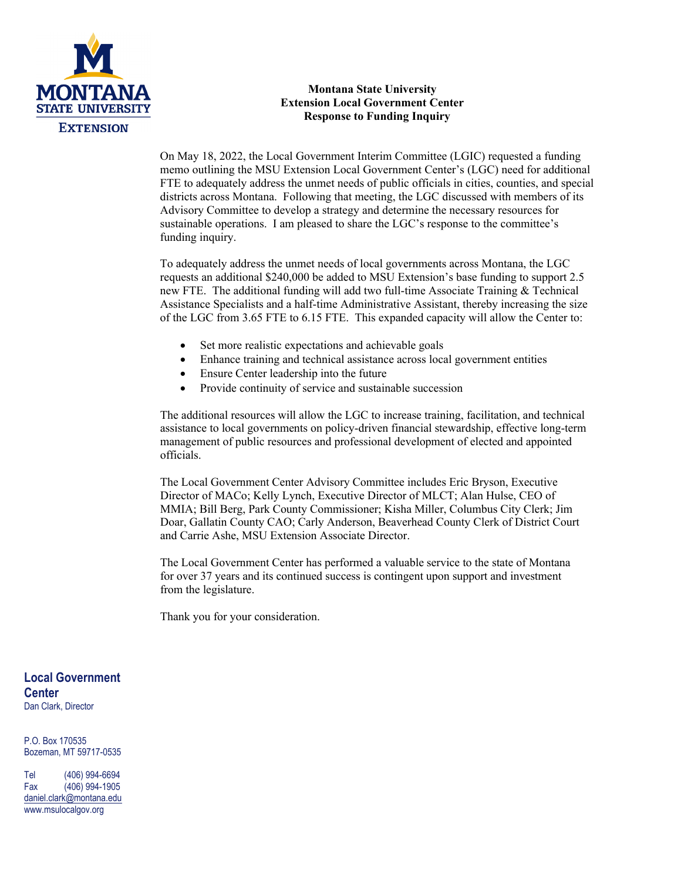**Montana State University**
**Extension Local Government Center**
**Response to Funding Inquiry**

On May 18, 2022, the Local Government Interim Committee (LGIC) requested a funding memo outlining the MSU Extension Local Government Center's (LGC) need for additional FTE to adequately address the unmet needs of public officials in cities, counties, and special districts across Montana. Following that meeting, the LGC discussed with members of its Advisory Committee to develop a strategy and determine the necessary resources for sustainable operations. I am pleased to share the LGC's response to the committee's funding inquiry.

To adequately address the unmet needs of local governments across Montana, the LGC requests an additional $240,000 be added to MSU Extension's base funding to support 2.5 new FTE. The additional funding will add two full-time Associate Training & Technical Assistance Specialists and a half-time Administrative Assistant, thereby increasing the size of the LGC from 3.65 FTE to 6.15 FTE. This expanded capacity will allow the Center to:

- Set more realistic expectations and achievable goals
- Enhance training and technical assistance across local government entities
- Ensure Center leadership into the future
- Provide continuity of service and sustainable succession

The additional resources will allow the LGC to increase training, facilitation, and technical assistance to local governments on policy-driven financial stewardship, effective long-term management of public resources and professional development of elected and appointed officials.

The Local Government Center Advisory Committee includes Eric Bryson, Executive Director of MACo; Kelly Lynch, Executive Director of MLCT; Alan Hulse, CEO of MMIA; Bill Berg, Park County Commissioner; Kisha Miller, Columbus City Clerk; Jim Doar, Gallatin County CAO; Carly Anderson, Beaverhead County Clerk of District Court and Carrie Ashe, MSU Extension Associate Director.

The Local Government Center has performed a valuable service to the state of Montana for over 37 years and its continued success is contingent upon support and investment from the legislature.

Thank you for your consideration.

**Local Government Center**
Dan Clark, Director

P.O. Box 170535
Bozeman, MT 59717-0535

Tel (406) 994-6694
Fax (406) 994-1905
daniel.clark@montana.edu
www.msulocalgov.org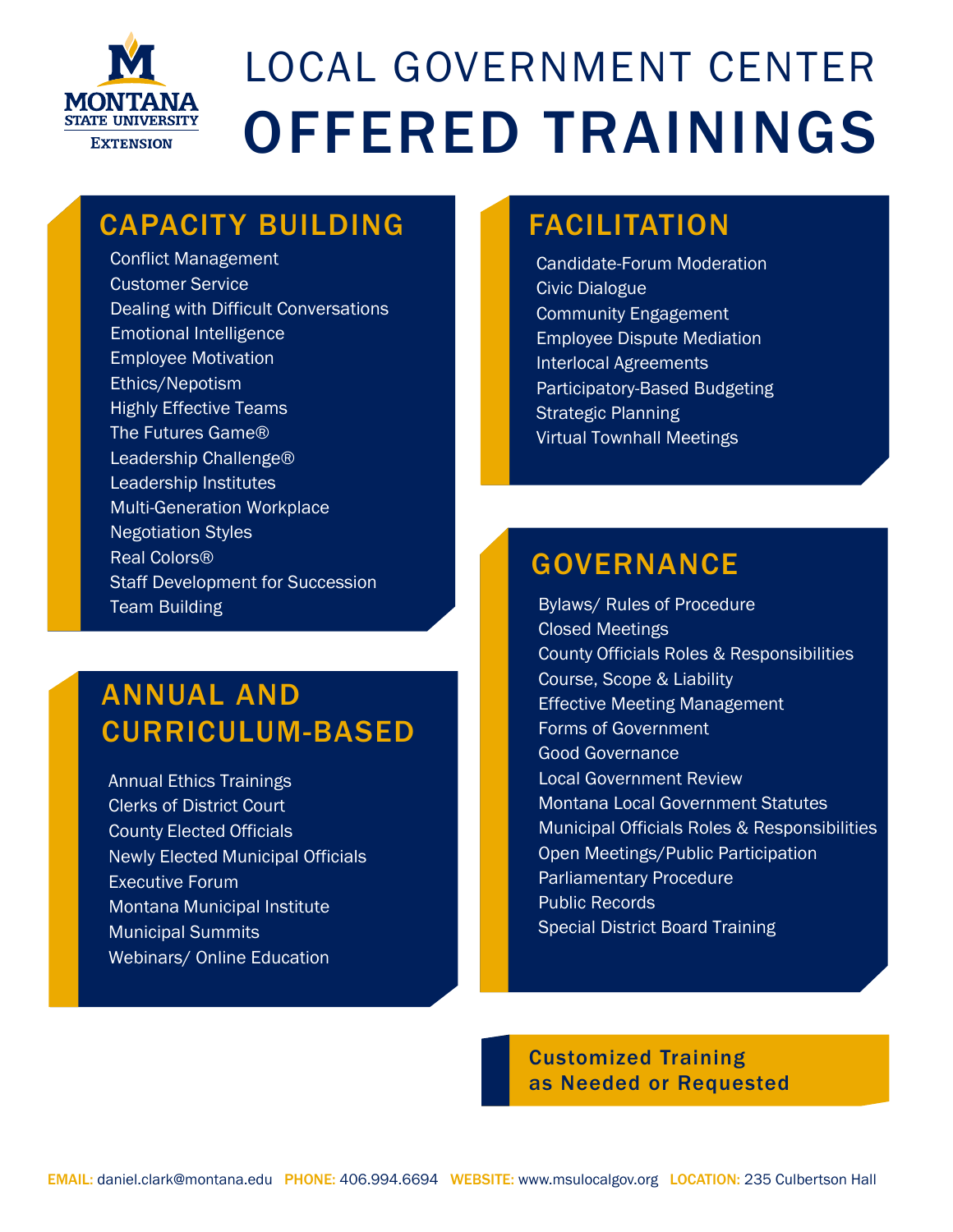MONTANA STATE UNIVERSITY EXTENSION

# LOCAL GOVERNMENT CENTER OFFERED TRAININGS

## CAPACITY BUILDING

- Conflict Management
- Customer Service
- Dealing with Difficult Conversations
- Emotional Intelligence
- Employee Motivation
- Ethics/Nepotism
- Highly Effective Teams
- The Futures Game®
- Leadership Challenge®
- Leadership Institutes
- Multi-Generation Workplace
- Negotiation Styles
- Real Colors®
- Staff Development for Succession
- Team Building

## ANNUAL AND CURRICULUM-BASED

- Annual Ethics Trainings
- Clerks of District Court
- County Elected Officials
- Newly Elected Municipal Officials
- Executive Forum
- Montana Municipal Institute
- Municipal Summits
- Webinars/ Online Education

## FACILITATION

- Candidate-Forum Moderation
- Civic Dialogue
- Community Engagement
- Employee Dispute Mediation
- Interlocal Agreements
- Participatory-Based Budgeting
- Strategic Planning
- Virtual Townhall Meetings

## GOVERNANCE

- Bylaws/ Rules of Procedure
- Closed Meetings
- County Officials Roles & Responsibilities
- Course, Scope & Liability
- Effective Meeting Management
- Forms of Government
- Good Governance
- Local Government Review
- Montana Local Government Statutes
- Municipal Officials Roles & Responsibilities
- Open Meetings/Public Participation
- Parliamentary Procedure
- Public Records
- Special District Board Training

**Customized Training as Needed or Requested**

**EMAIL:** daniel.clark@montana.edu **PHONE:** 406.994.6694 **WEBSITE:** www.msulocalgov.org **LOCATION:** 235 Culbertson Hall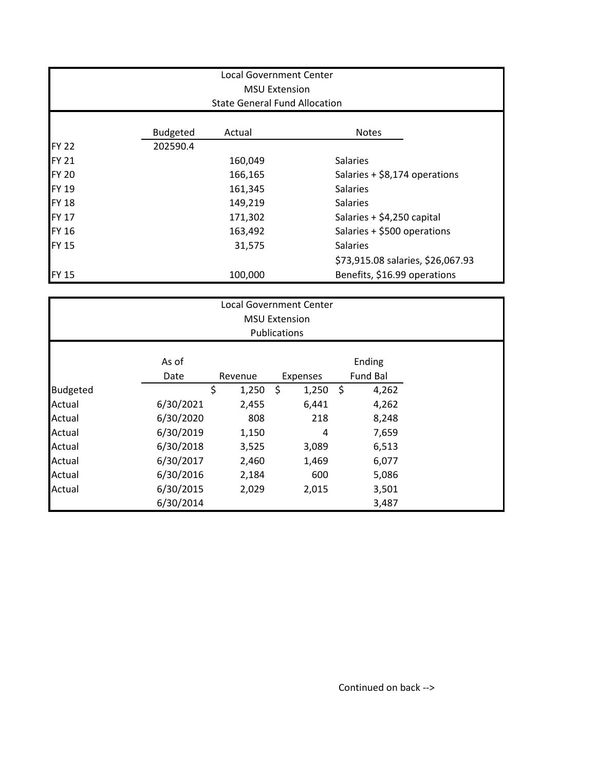| Local Government Center<br>MSU Extension<br>State General Fund Allocation | | | |
|---|---|---|---|
| | Budgeted | Actual | Notes |
| FY 22 | 202590.4 | | |
| FY 21 | | 160,049 | Salaries |
| FY 20 | | 166,165 | Salaries + $8,174 operations |
| FY 19 | | 161,345 | Salaries |
| FY 18 | | 149,219 | Salaries |
| FY 17 | | 171,302 | Salaries + $4,250 capital |
| FY 16 | | 163,492 | Salaries + $500 operations |
| FY 15 | | 31,575 | Salaries |
| FY 15 | | 100,000 | $73,915.08 salaries, $26,067.93 Benefits, $16.99 operations |

| Local Government Center<br>MSU Extension<br>Publications | | | | |
|---|---|---|---|---|
| | As of Date | Revenue | Expenses | Ending Fund Bal |
| Budgeted | | $ 1,250 | $ 1,250 | $ 4,262 |
| Actual | 6/30/2021 | 2,455 | 6,441 | 4,262 |
| Actual | 6/30/2020 | 808 | 218 | 8,248 |
| Actual | 6/30/2019 | 1,150 | 4 | 7,659 |
| Actual | 6/30/2018 | 3,525 | 3,089 | 6,513 |
| Actual | 6/30/2017 | 2,460 | 1,469 | 6,077 |
| Actual | 6/30/2016 | 2,184 | 600 | 5,086 |
| Actual | 6/30/2015 | 2,029 | 2,015 | 3,501 |
| | 6/30/2014 | | | 3,487 |

Continued on back -->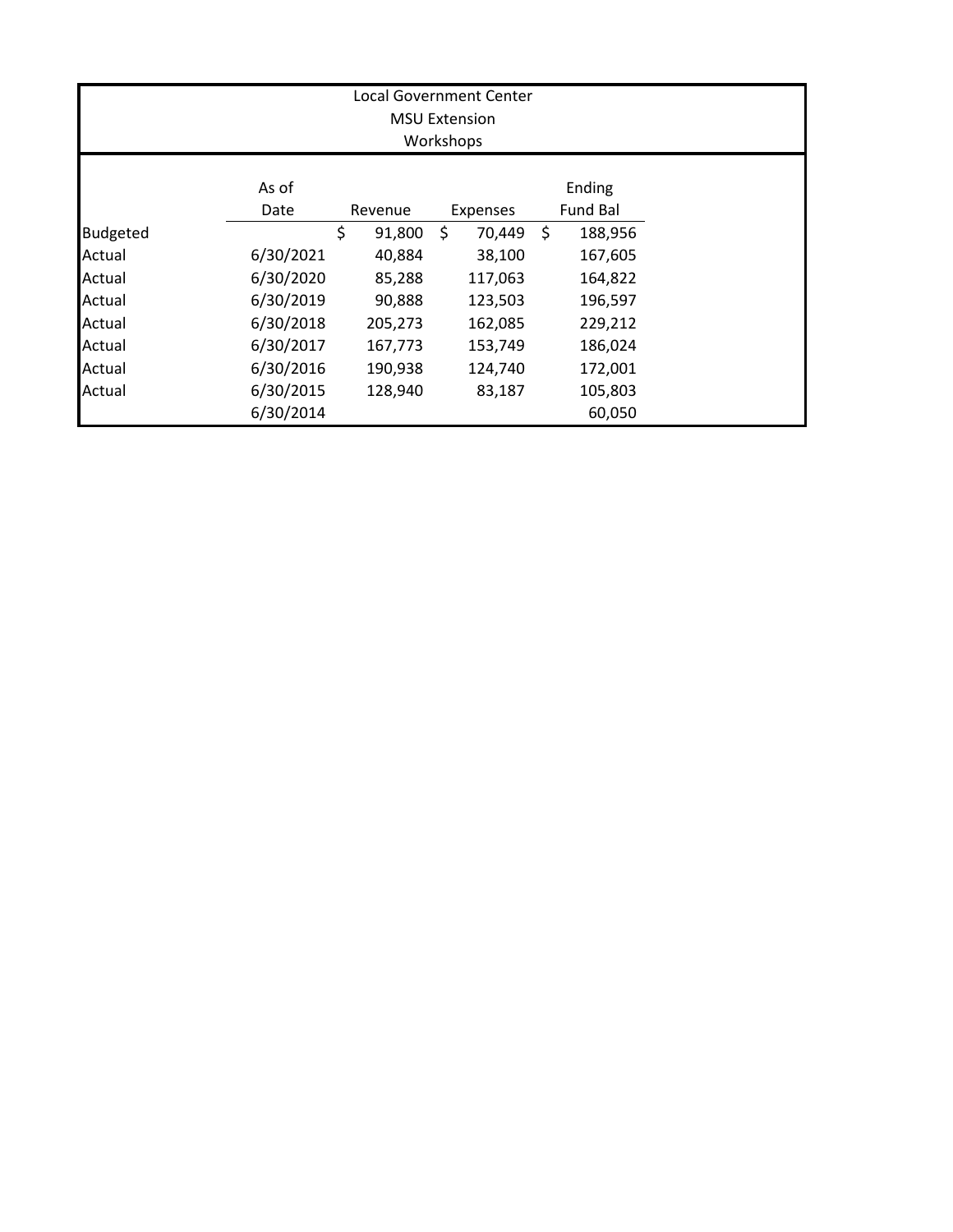Local Government Center

MSU Extension

Workshops

| | As of Date | Revenue | Expenses | Ending Fund Bal |
|---|---|---|---|---|
| Budgeted | | $ 91,800 | $ 70,449 | $ 188,956 |
| Actual | 6/30/2021 | 40,884 | 38,100 | 167,605 |
| Actual | 6/30/2020 | 85,288 | 117,063 | 164,822 |
| Actual | 6/30/2019 | 90,888 | 123,503 | 196,597 |
| Actual | 6/30/2018 | 205,273 | 162,085 | 229,212 |
| Actual | 6/30/2017 | 167,773 | 153,749 | 186,024 |
| Actual | 6/30/2016 | 190,938 | 124,740 | 172,001 |
| Actual | 6/30/2015 | 128,940 | 83,187 | 105,803 |
| | 6/30/2014 | | | 60,050 |